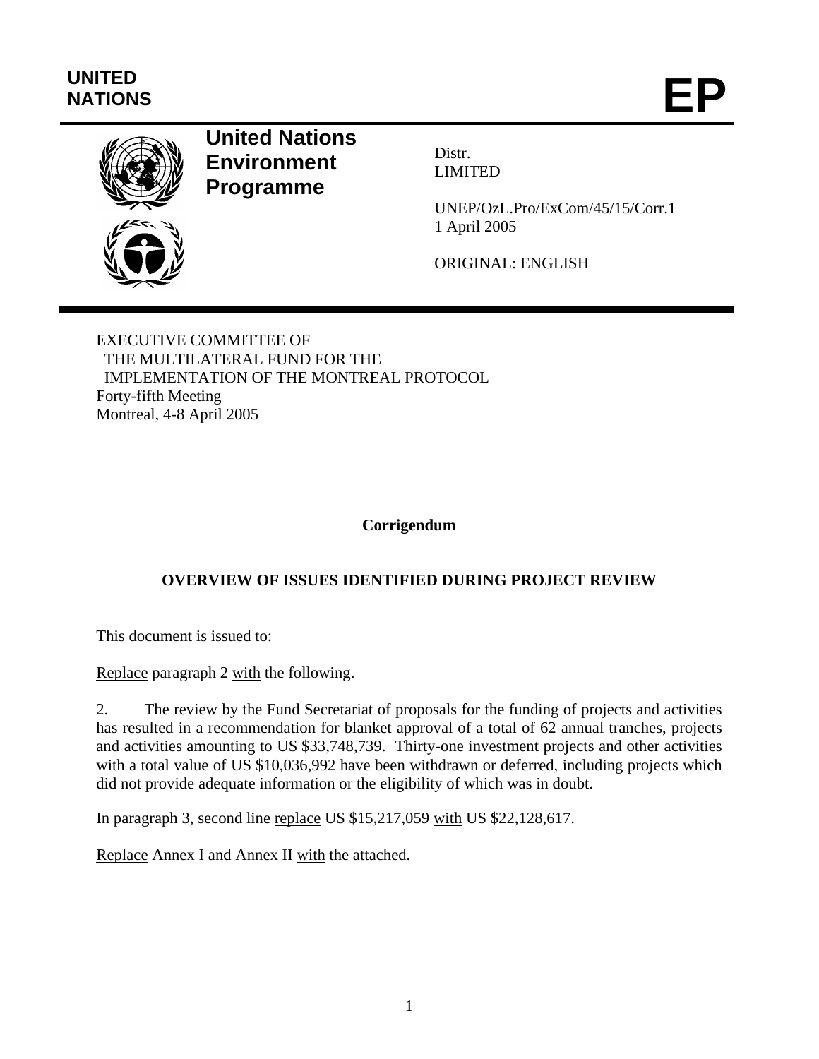UNITED NATIONS

**EP**

# United Nations Environment Programme

Distr.
LIMITED

UNEP/OzL.Pro/ExCom/45/15/Corr.1
1 April 2005

ORIGINAL: ENGLISH

EXECUTIVE COMMITTEE OF
THE MULTILATERAL FUND FOR THE
IMPLEMENTATION OF THE MONTREAL PROTOCOL
Forty-fifth Meeting
Montreal, 4-8 April 2005

**Corrigendum**

## OVERVIEW OF ISSUES IDENTIFIED DURING PROJECT REVIEW

This document is issued to:

Replace paragraph 2 with the following.

2. The review by the Fund Secretariat of proposals for the funding of projects and activities has resulted in a recommendation for blanket approval of a total of 62 annual tranches, projects and activities amounting to US $33,748,739. Thirty-one investment projects and other activities with a total value of US $10,036,992 have been withdrawn or deferred, including projects which did not provide adequate information or the eligibility of which was in doubt.

In paragraph 3, second line replace US $15,217,059 with US $22,128,617.

Replace Annex I and Annex II with the attached.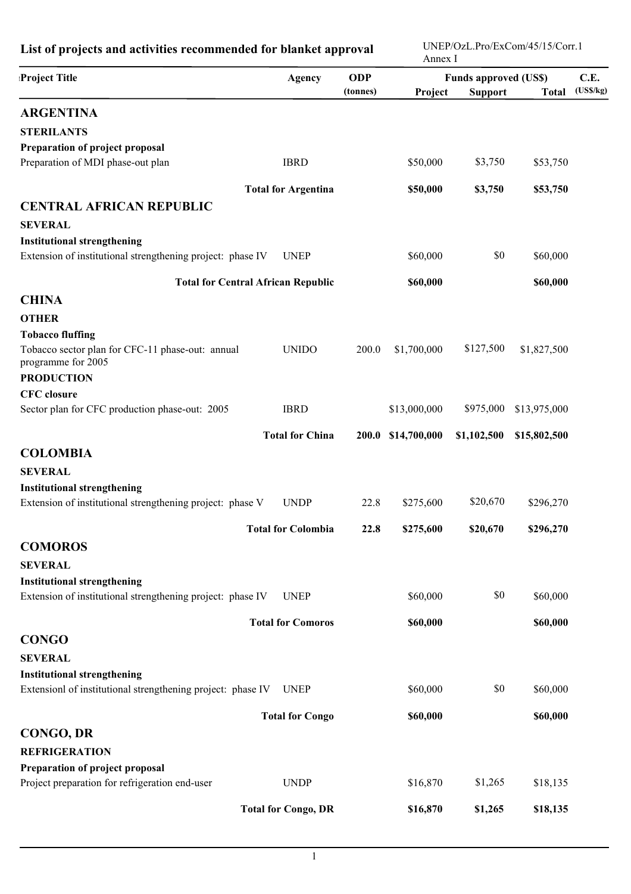## List of projects and activities recommended for blanket approval

| Project Title | Agency | ODP (tonnes) | Funds approved (US$) Project | Support | Total | C.E. (US$/kg) |
|---|---|---|---|---|---|---|
| **ARGENTINA** | | | | | | |
| **STERILANTS** | | | | | | |
| **Preparation of project proposal** | | | | | | |
| Preparation of MDI phase-out plan | IBRD | | $50,000 | $3,750 | $53,750 | |
| **Total for Argentina** | | | **$50,000** | **$3,750** | **$53,750** | |
| **CENTRAL AFRICAN REPUBLIC** | | | | | | |
| **SEVERAL** | | | | | | |
| **Institutional strengthening** | | | | | | |
| Extension of institutional strengthening project: phase IV | UNEP | | $60,000 | $0 | $60,000 | |
| **Total for Central African Republic** | | | **$60,000** | | **$60,000** | |
| **CHINA** | | | | | | |
| **OTHER** | | | | | | |
| **Tobacco fluffing** | | | | | | |
| Tobacco sector plan for CFC-11 phase-out: annual programme for 2005 | UNIDO | 200.0 | $1,700,000 | $127,500 | $1,827,500 | |
| **PRODUCTION** | | | | | | |
| **CFC closure** | | | | | | |
| Sector plan for CFC production phase-out: 2005 | IBRD | | $13,000,000 | $975,000 | $13,975,000 | |
| **Total for China** | | **200.0** | **$14,700,000** | **$1,102,500** | **$15,802,500** | |
| **COLOMBIA** | | | | | | |
| **SEVERAL** | | | | | | |
| **Institutional strengthening** | | | | | | |
| Extension of institutional strengthening project: phase V | UNDP | 22.8 | $275,600 | $20,670 | $296,270 | |
| **Total for Colombia** | | **22.8** | **$275,600** | **$20,670** | **$296,270** | |
| **COMOROS** | | | | | | |
| **SEVERAL** | | | | | | |
| **Institutional strengthening** | | | | | | |
| Extension of institutional strengthening project: phase IV | UNEP | | $60,000 | $0 | $60,000 | |
| **Total for Comoros** | | | **$60,000** | | **$60,000** | |
| **CONGO** | | | | | | |
| **SEVERAL** | | | | | | |
| **Institutional strengthening** | | | | | | |
| Extensionl of institutional strengthening project: phase IV | UNEP | | $60,000 | $0 | $60,000 | |
| **Total for Congo** | | | **$60,000** | | **$60,000** | |
| **CONGO, DR** | | | | | | |
| **REFRIGERATION** | | | | | | |
| **Preparation of project proposal** | | | | | | |
| Project preparation for refrigeration end-user | UNDP | | $16,870 | $1,265 | $18,135 | |
| **Total for Congo, DR** | | | **$16,870** | **$1,265** | **$18,135** | |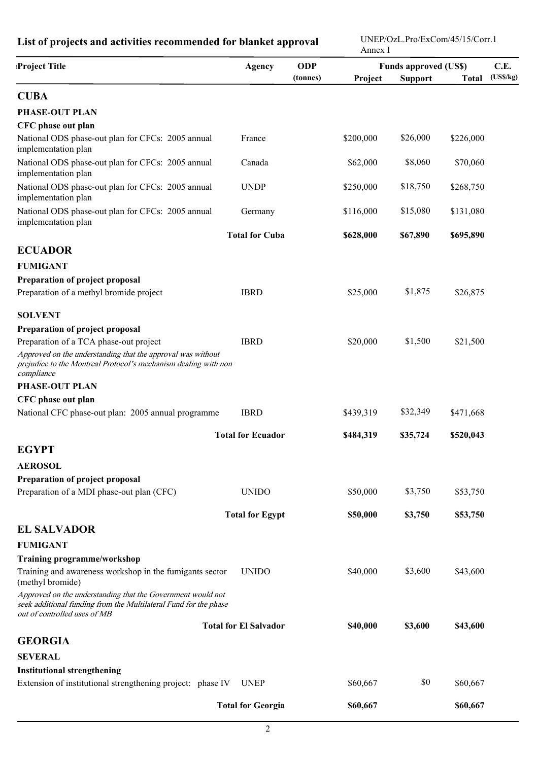## List of projects and activities recommended for blanket approval

UNEP/OzL.Pro/ExCom/45/15/Corr.1
Annex I

| Project Title | Agency | ODP (tonnes) | Funds approved (US$) Project | Support | Total | C.E. (US$/kg) |
|---|---|---|---|---|---|---|
| **CUBA** | | | | | | |
| **PHASE-OUT PLAN** | | | | | | |
| **CFC phase out plan** | | | | | | |
| National ODS phase-out plan for CFCs: 2005 annual implementation plan | France | | $200,000 | $26,000 | $226,000 | |
| National ODS phase-out plan for CFCs: 2005 annual implementation plan | Canada | | $62,000 | $8,060 | $70,060 | |
| National ODS phase-out plan for CFCs: 2005 annual implementation plan | UNDP | | $250,000 | $18,750 | $268,750 | |
| National ODS phase-out plan for CFCs: 2005 annual implementation plan | Germany | | $116,000 | $15,080 | $131,080 | |
| | **Total for Cuba** | | **$628,000** | **$67,890** | **$695,890** | |
| **ECUADOR** | | | | | | |
| **FUMIGANT** | | | | | | |
| **Preparation of project proposal** | | | | | | |
| Preparation of a methyl bromide project | IBRD | | $25,000 | $1,875 | $26,875 | |
| **SOLVENT** | | | | | | |
| **Preparation of project proposal** | | | | | | |
| Preparation of a TCA phase-out project | IBRD | | $20,000 | $1,500 | $21,500 | |
| *Approved on the understanding that the approval was without prejudice to the Montreal Protocol's mechanism dealing with non compliance* | | | | | | |
| **PHASE-OUT PLAN** | | | | | | |
| **CFC phase out plan** | | | | | | |
| National CFC phase-out plan: 2005 annual programme | IBRD | | $439,319 | $32,349 | $471,668 | |
| | **Total for Ecuador** | | **$484,319** | **$35,724** | **$520,043** | |
| **EGYPT** | | | | | | |
| **AEROSOL** | | | | | | |
| **Preparation of project proposal** | | | | | | |
| Preparation of a MDI phase-out plan (CFC) | UNIDO | | $50,000 | $3,750 | $53,750 | |
| | **Total for Egypt** | | **$50,000** | **$3,750** | **$53,750** | |
| **EL SALVADOR** | | | | | | |
| **FUMIGANT** | | | | | | |
| **Training programme/workshop** | | | | | | |
| Training and awareness workshop in the fumigants sector (methyl bromide) | UNIDO | | $40,000 | $3,600 | $43,600 | |
| *Approved on the understanding that the Government would not seek additional funding from the Multilateral Fund for the phase out of controlled uses of MB* | | | | | | |
| | **Total for El Salvador** | | **$40,000** | **$3,600** | **$43,600** | |
| **GEORGIA** | | | | | | |
| **SEVERAL** | | | | | | |
| **Institutional strengthening** | | | | | | |
| Extension of institutional strengthening project: phase IV | UNEP | | $60,667 | $0 | $60,667 | |
| | **Total for Georgia** | | **$60,667** | | **$60,667** | |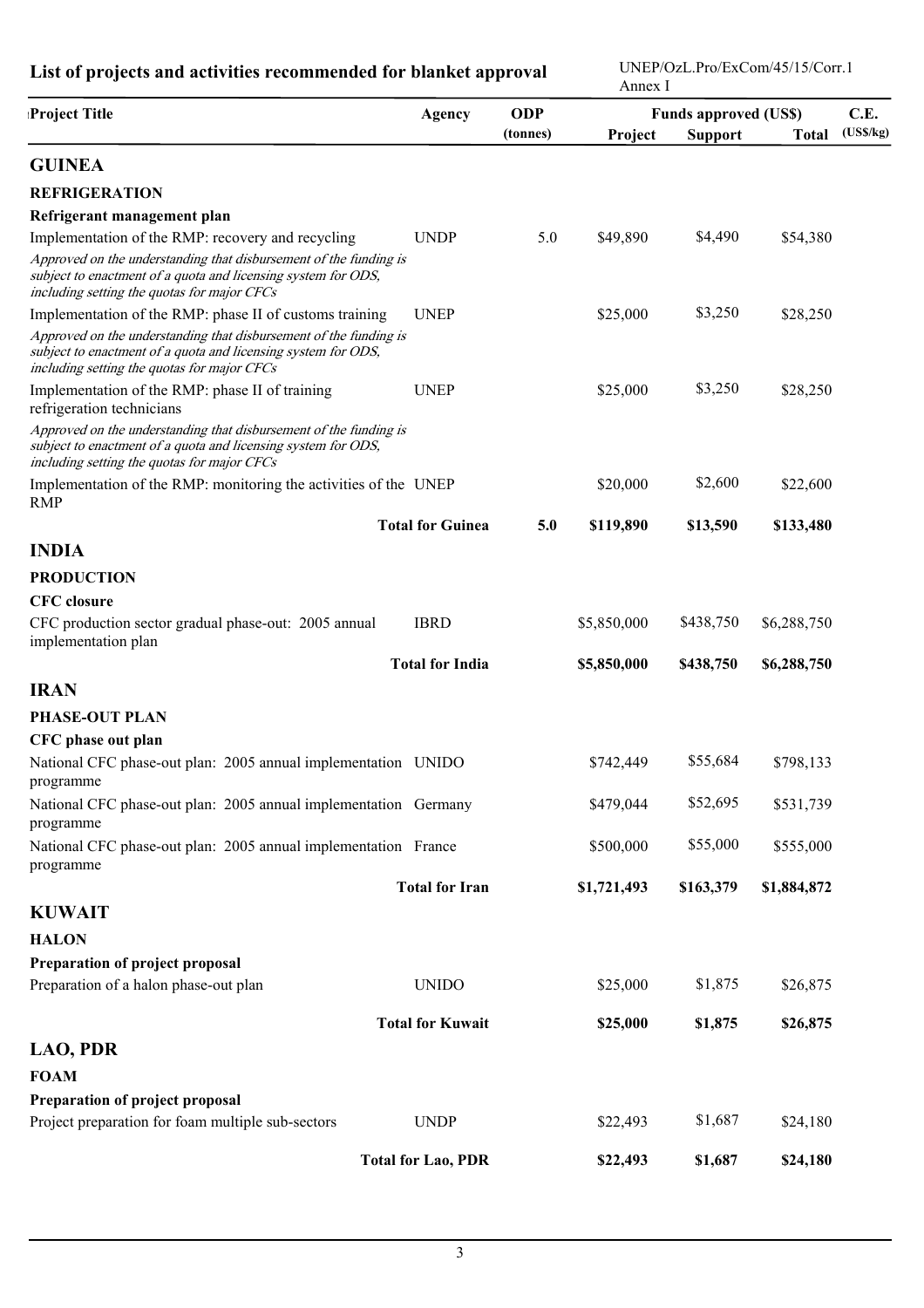## List of projects and activities recommended for blanket approval

UNEP/OzL.Pro/ExCom/45/15/Corr.1
Annex I

| Project Title | Agency | ODP (tonnes) | Funds approved (US$) Project | Support | Total | C.E. (US$/kg) |
|---|---|---|---|---|---|---|
| **GUINEA** | | | | | | |
| **REFRIGERATION** | | | | | | |
| **Refrigerant management plan** | | | | | | |
| Implementation of the RMP: recovery and recycling | UNDP | 5.0 | $49,890 | $4,490 | $54,380 | |
| *Approved on the understanding that disbursement of the funding is subject to enactment of a quota and licensing system for ODS, including setting the quotas for major CFCs* | | | | | | |
| Implementation of the RMP: phase II of customs training | UNEP | | $25,000 | $3,250 | $28,250 | |
| *Approved on the understanding that disbursement of the funding is subject to enactment of a quota and licensing system for ODS, including setting the quotas for major CFCs* | | | | | | |
| Implementation of the RMP: phase II of training refrigeration technicians | UNEP | | $25,000 | $3,250 | $28,250 | |
| *Approved on the understanding that disbursement of the funding is subject to enactment of a quota and licensing system for ODS, including setting the quotas for major CFCs* | | | | | | |
| Implementation of the RMP: monitoring the activities of the RMP | UNEP | | $20,000 | $2,600 | $22,600 | |
| | **Total for Guinea** | **5.0** | **$119,890** | **$13,590** | **$133,480** | |
| **INDIA** | | | | | | |
| **PRODUCTION** | | | | | | |
| **CFC closure** | | | | | | |
| CFC production sector gradual phase-out: 2005 annual implementation plan | IBRD | | $5,850,000 | $438,750 | $6,288,750 | |
| | **Total for India** | | **$5,850,000** | **$438,750** | **$6,288,750** | |
| **IRAN** | | | | | | |
| **PHASE-OUT PLAN** | | | | | | |
| **CFC phase out plan** | | | | | | |
| National CFC phase-out plan: 2005 annual implementation programme | UNIDO | | $742,449 | $55,684 | $798,133 | |
| National CFC phase-out plan: 2005 annual implementation programme | Germany | | $479,044 | $52,695 | $531,739 | |
| National CFC phase-out plan: 2005 annual implementation programme | France | | $500,000 | $55,000 | $555,000 | |
| | **Total for Iran** | | **$1,721,493** | **$163,379** | **$1,884,872** | |
| **KUWAIT** | | | | | | |
| **HALON** | | | | | | |
| **Preparation of project proposal** | | | | | | |
| Preparation of a halon phase-out plan | UNIDO | | $25,000 | $1,875 | $26,875 | |
| | **Total for Kuwait** | | **$25,000** | **$1,875** | **$26,875** | |
| **LAO, PDR** | | | | | | |
| **FOAM** | | | | | | |
| **Preparation of project proposal** | | | | | | |
| Project preparation for foam multiple sub-sectors | UNDP | | $22,493 | $1,687 | $24,180 | |
| | **Total for Lao, PDR** | | **$22,493** | **$1,687** | **$24,180** | |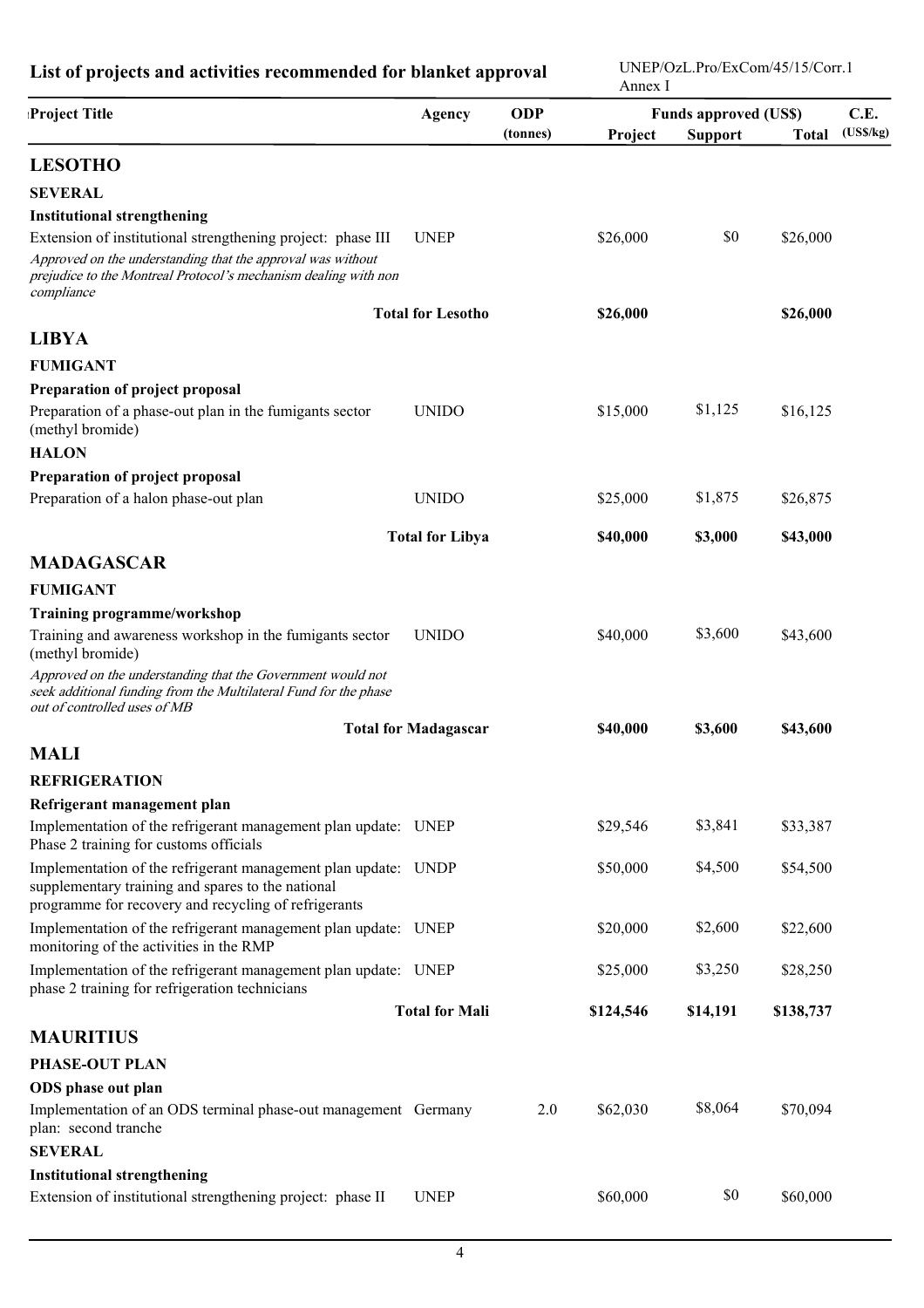## List of projects and activities recommended for blanket approval

| Project Title | Agency | ODP (tonnes) | Funds approved (US$) Project | Support | Total | C.E. (US$/kg) |
|---|---|---|---|---|---|---|
| **LESOTHO** | | | | | | |
| **SEVERAL** | | | | | | |
| **Institutional strengthening** | | | | | | |
| Extension of institutional strengthening project: phase III | UNEP | | $26,000 | $0 | $26,000 | |
| *Approved on the understanding that the approval was without prejudice to the Montreal Protocol's mechanism dealing with non compliance* | | | | | | |
| **Total for Lesotho** | | | **$26,000** | | **$26,000** | |
| **LIBYA** | | | | | | |
| **FUMIGANT** | | | | | | |
| **Preparation of project proposal** | | | | | | |
| Preparation of a phase-out plan in the fumigants sector (methyl bromide) | UNIDO | | $15,000 | $1,125 | $16,125 | |
| **HALON** | | | | | | |
| **Preparation of project proposal** | | | | | | |
| Preparation of a halon phase-out plan | UNIDO | | $25,000 | $1,875 | $26,875 | |
| **Total for Libya** | | | **$40,000** | **$3,000** | **$43,000** | |
| **MADAGASCAR** | | | | | | |
| **FUMIGANT** | | | | | | |
| **Training programme/workshop** | | | | | | |
| Training and awareness workshop in the fumigants sector (methyl bromide) | UNIDO | | $40,000 | $3,600 | $43,600 | |
| *Approved on the understanding that the Government would not seek additional funding from the Multilateral Fund for the phase out of controlled uses of MB* | | | | | | |
| **Total for Madagascar** | | | **$40,000** | **$3,600** | **$43,600** | |
| **MALI** | | | | | | |
| **REFRIGERATION** | | | | | | |
| **Refrigerant management plan** | | | | | | |
| Implementation of the refrigerant management plan update: Phase 2 training for customs officials | UNEP | | $29,546 | $3,841 | $33,387 | |
| Implementation of the refrigerant management plan update: supplementary training and spares to the national programme for recovery and recycling of refrigerants | UNDP | | $50,000 | $4,500 | $54,500 | |
| Implementation of the refrigerant management plan update: monitoring of the activities in the RMP | UNEP | | $20,000 | $2,600 | $22,600 | |
| Implementation of the refrigerant management plan update: phase 2 training for refrigeration technicians | UNEP | | $25,000 | $3,250 | $28,250 | |
| **Total for Mali** | | | **$124,546** | **$14,191** | **$138,737** | |
| **MAURITIUS** | | | | | | |
| **PHASE-OUT PLAN** | | | | | | |
| **ODS phase out plan** | | | | | | |
| Implementation of an ODS terminal phase-out management plan: second tranche | Germany | 2.0 | $62,030 | $8,064 | $70,094 | |
| **SEVERAL** | | | | | | |
| **Institutional strengthening** | | | | | | |
| Extension of institutional strengthening project: phase II | UNEP | | $60,000 | $0 | $60,000 | |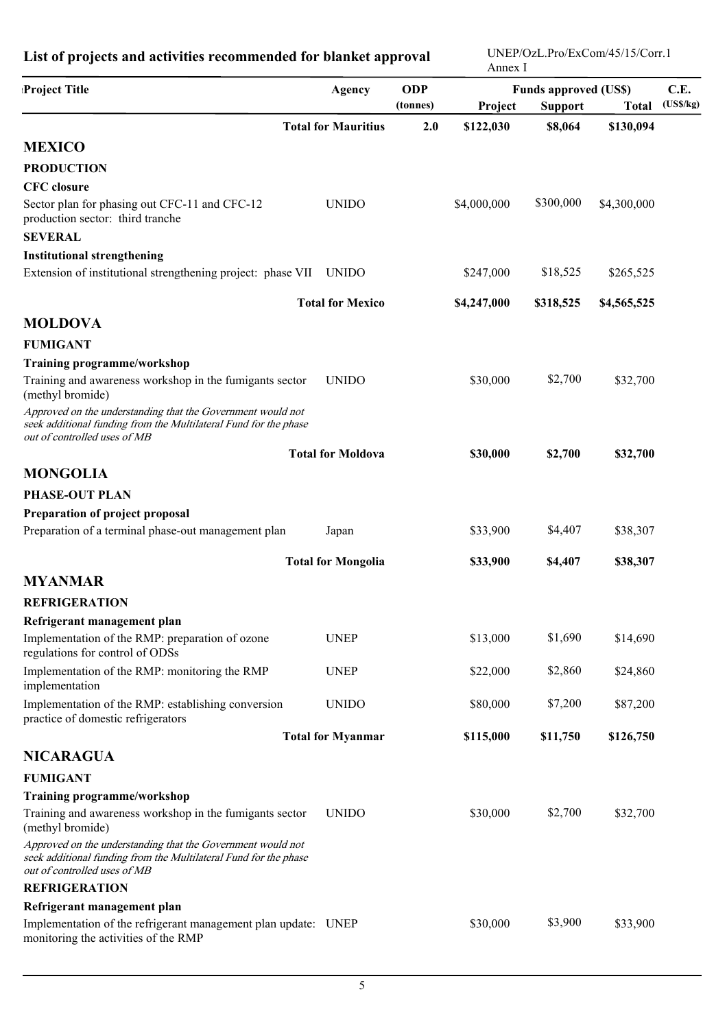**List of projects and activities recommended for blanket approval**

| Project Title | Agency | ODP (tonnes) | Funds approved (US$) | | | C.E. (US$/kg) |
|---|---|---|---|---|---|---|
| | | | Project | Support | Total | |
| **Total for Mauritius** | | **2.0** | **$122,030** | **$8,064** | **$130,094** | |
| **MEXICO** | | | | | | |
| **PRODUCTION** | | | | | | |
| **CFC closure** | | | | | | |
| Sector plan for phasing out CFC-11 and CFC-12 production sector: third tranche | UNIDO | | $4,000,000 | $300,000 | $4,300,000 | |
| **SEVERAL** | | | | | | |
| **Institutional strengthening** | | | | | | |
| Extension of institutional strengthening project: phase VII | UNIDO | | $247,000 | $18,525 | $265,525 | |
| **Total for Mexico** | | | **$4,247,000** | **$318,525** | **$4,565,525** | |
| **MOLDOVA** | | | | | | |
| **FUMIGANT** | | | | | | |
| **Training programme/workshop** | | | | | | |
| Training and awareness workshop in the fumigants sector (methyl bromide) | UNIDO | | $30,000 | $2,700 | $32,700 | |
| *Approved on the understanding that the Government would not seek additional funding from the Multilateral Fund for the phase out of controlled uses of MB* | | | | | | |
| **Total for Moldova** | | | **$30,000** | **$2,700** | **$32,700** | |
| **MONGOLIA** | | | | | | |
| **PHASE-OUT PLAN** | | | | | | |
| **Preparation of project proposal** | | | | | | |
| Preparation of a terminal phase-out management plan | Japan | | $33,900 | $4,407 | $38,307 | |
| **Total for Mongolia** | | | **$33,900** | **$4,407** | **$38,307** | |
| **MYANMAR** | | | | | | |
| **REFRIGERATION** | | | | | | |
| **Refrigerant management plan** | | | | | | |
| Implementation of the RMP: preparation of ozone regulations for control of ODSs | UNEP | | $13,000 | $1,690 | $14,690 | |
| Implementation of the RMP: monitoring the RMP implementation | UNEP | | $22,000 | $2,860 | $24,860 | |
| Implementation of the RMP: establishing conversion practice of domestic refrigerators | UNIDO | | $80,000 | $7,200 | $87,200 | |
| **Total for Myanmar** | | | **$115,000** | **$11,750** | **$126,750** | |
| **NICARAGUA** | | | | | | |
| **FUMIGANT** | | | | | | |
| **Training programme/workshop** | | | | | | |
| Training and awareness workshop in the fumigants sector (methyl bromide) | UNIDO | | $30,000 | $2,700 | $32,700 | |
| *Approved on the understanding that the Government would not seek additional funding from the Multilateral Fund for the phase out of controlled uses of MB* | | | | | | |
| **REFRIGERATION** | | | | | | |
| **Refrigerant management plan** | | | | | | |
| Implementation of the refrigerant management plan update: monitoring the activities of the RMP | UNEP | | $30,000 | $3,900 | $33,900 | |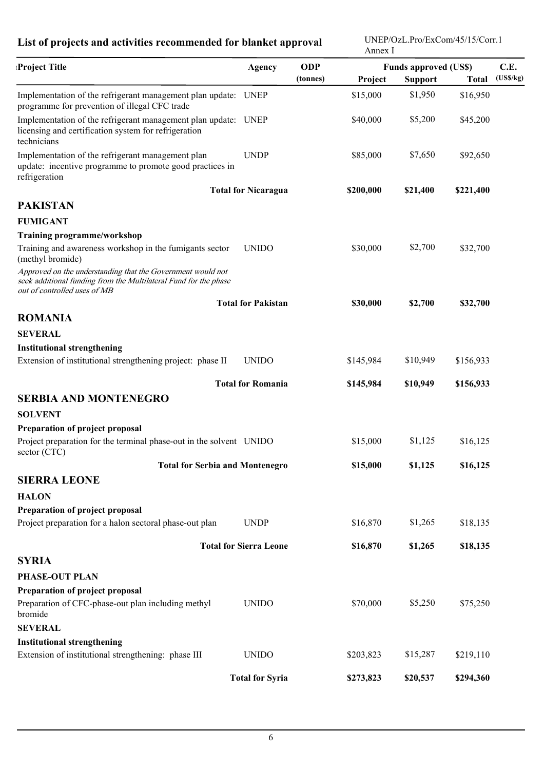## List of projects and activities recommended for blanket approval

| Project Title | Agency | ODP (tonnes) | Funds approved (US$) | | | C.E. (US$/kg) |
|---|---|---|---|---|---|---|
| | | | Project | Support | Total | |
| Implementation of the refrigerant management plan update: programme for prevention of illegal CFC trade | UNEP | | $15,000 | $1,950 | $16,950 | |
| Implementation of the refrigerant management plan update: licensing and certification system for refrigeration technicians | UNEP | | $40,000 | $5,200 | $45,200 | |
| Implementation of the refrigerant management plan update: incentive programme to promote good practices in refrigeration | UNDP | | $85,000 | $7,650 | $92,650 | |
| **Total for Nicaragua** | | | **$200,000** | **$21,400** | **$221,400** | |
| **PAKISTAN** | | | | | | |
| **FUMIGANT** | | | | | | |
| **Training programme/workshop** | | | | | | |
| Training and awareness workshop in the fumigants sector (methyl bromide) | UNIDO | | $30,000 | $2,700 | $32,700 | |
| *Approved on the understanding that the Government would not seek additional funding from the Multilateral Fund for the phase out of controlled uses of MB* | | | | | | |
| **Total for Pakistan** | | | **$30,000** | **$2,700** | **$32,700** | |
| **ROMANIA** | | | | | | |
| **SEVERAL** | | | | | | |
| **Institutional strengthening** | | | | | | |
| Extension of institutional strengthening project: phase II | UNIDO | | $145,984 | $10,949 | $156,933 | |
| **Total for Romania** | | | **$145,984** | **$10,949** | **$156,933** | |
| **SERBIA AND MONTENEGRO** | | | | | | |
| **SOLVENT** | | | | | | |
| **Preparation of project proposal** | | | | | | |
| Project preparation for the terminal phase-out in the solvent sector (CTC) | UNIDO | | $15,000 | $1,125 | $16,125 | |
| **Total for Serbia and Montenegro** | | | **$15,000** | **$1,125** | **$16,125** | |
| **SIERRA LEONE** | | | | | | |
| **HALON** | | | | | | |
| **Preparation of project proposal** | | | | | | |
| Project preparation for a halon sectoral phase-out plan | UNDP | | $16,870 | $1,265 | $18,135 | |
| **Total for Sierra Leone** | | | **$16,870** | **$1,265** | **$18,135** | |
| **SYRIA** | | | | | | |
| **PHASE-OUT PLAN** | | | | | | |
| **Preparation of project proposal** | | | | | | |
| Preparation of CFC-phase-out plan including methyl bromide | UNIDO | | $70,000 | $5,250 | $75,250 | |
| **SEVERAL** | | | | | | |
| **Institutional strengthening** | | | | | | |
| Extension of institutional strengthening: phase III | UNIDO | | $203,823 | $15,287 | $219,110 | |
| **Total for Syria** | | | **$273,823** | **$20,537** | **$294,360** | |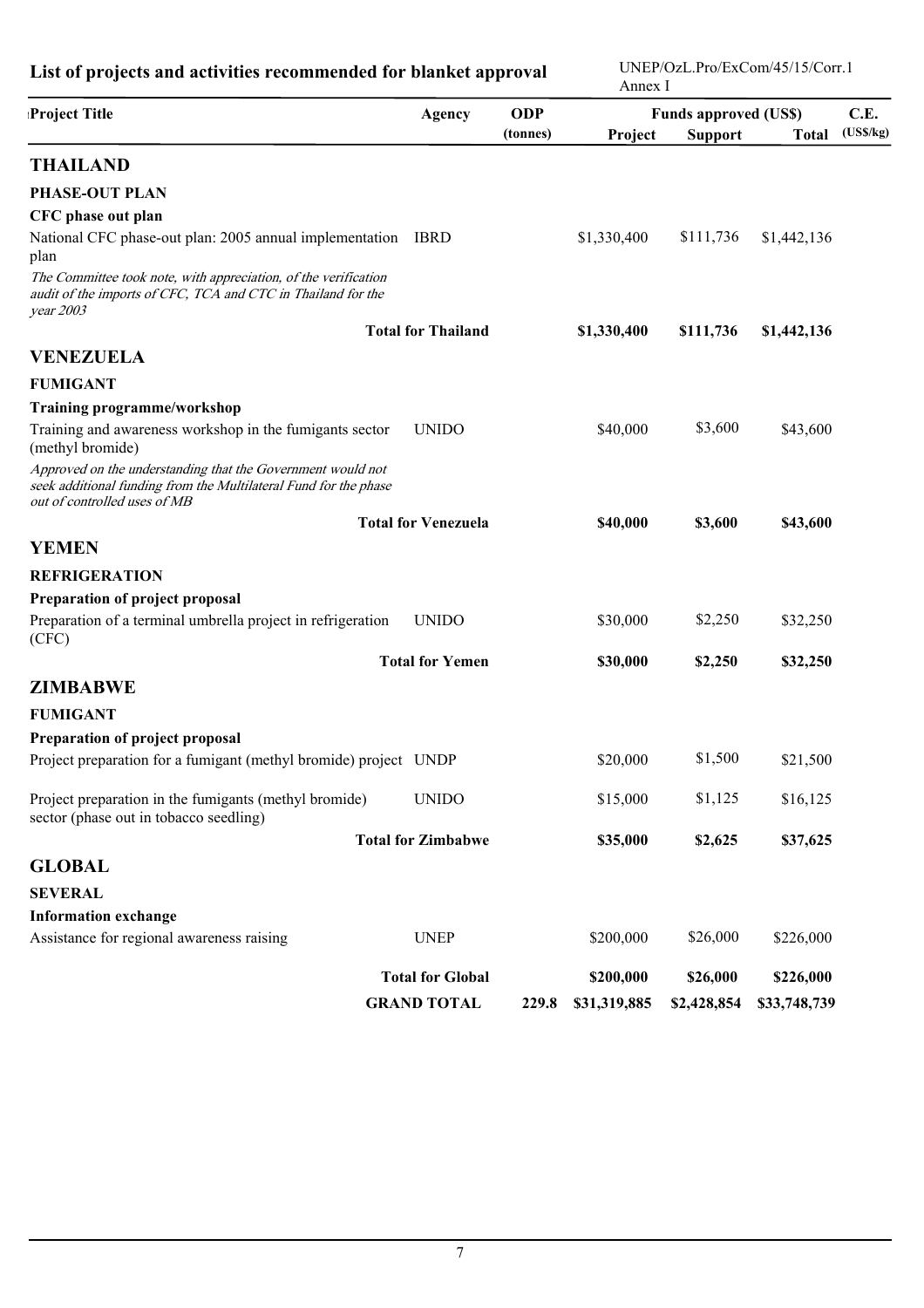**List of projects and activities recommended for blanket approval**

UNEP/OzL.Pro/ExCom/45/15/Corr.1
Annex I

| Project Title | Agency | ODP (tonnes) | Funds approved (US$) Project | Support | Total | C.E. (US$/kg) |
|---|---|---|---|---|---|---|
| **THAILAND** | | | | | | |
| **PHASE-OUT PLAN** | | | | | | |
| **CFC phase out plan** | | | | | | |
| National CFC phase-out plan: 2005 annual implementation plan | IBRD | | $1,330,400 | $111,736 | $1,442,136 | |
| *The Committee took note, with appreciation, of the verification audit of the imports of CFC, TCA and CTC in Thailand for the year 2003* | | | | | | |
| | **Total for Thailand** | | **$1,330,400** | **$111,736** | **$1,442,136** | |
| **VENEZUELA** | | | | | | |
| **FUMIGANT** | | | | | | |
| **Training programme/workshop** | | | | | | |
| Training and awareness workshop in the fumigants sector (methyl bromide) | UNIDO | | $40,000 | $3,600 | $43,600 | |
| *Approved on the understanding that the Government would not seek additional funding from the Multilateral Fund for the phase out of controlled uses of MB* | | | | | | |
| | **Total for Venezuela** | | **$40,000** | **$3,600** | **$43,600** | |
| **YEMEN** | | | | | | |
| **REFRIGERATION** | | | | | | |
| **Preparation of project proposal** | | | | | | |
| Preparation of a terminal umbrella project in refrigeration (CFC) | UNIDO | | $30,000 | $2,250 | $32,250 | |
| | **Total for Yemen** | | **$30,000** | **$2,250** | **$32,250** | |
| **ZIMBABWE** | | | | | | |
| **FUMIGANT** | | | | | | |
| **Preparation of project proposal** | | | | | | |
| Project preparation for a fumigant (methyl bromide) project | UNDP | | $20,000 | $1,500 | $21,500 | |
| Project preparation in the fumigants (methyl bromide) sector (phase out in tobacco seedling) | UNIDO | | $15,000 | $1,125 | $16,125 | |
| | **Total for Zimbabwe** | | **$35,000** | **$2,625** | **$37,625** | |
| **GLOBAL** | | | | | | |
| **SEVERAL** | | | | | | |
| **Information exchange** | | | | | | |
| Assistance for regional awareness raising | UNEP | | $200,000 | $26,000 | $226,000 | |
| | **Total for Global** | | **$200,000** | **$26,000** | **$226,000** | |
| | **GRAND TOTAL** | **229.8** | **$31,319,885** | **$2,428,854** | **$33,748,739** | |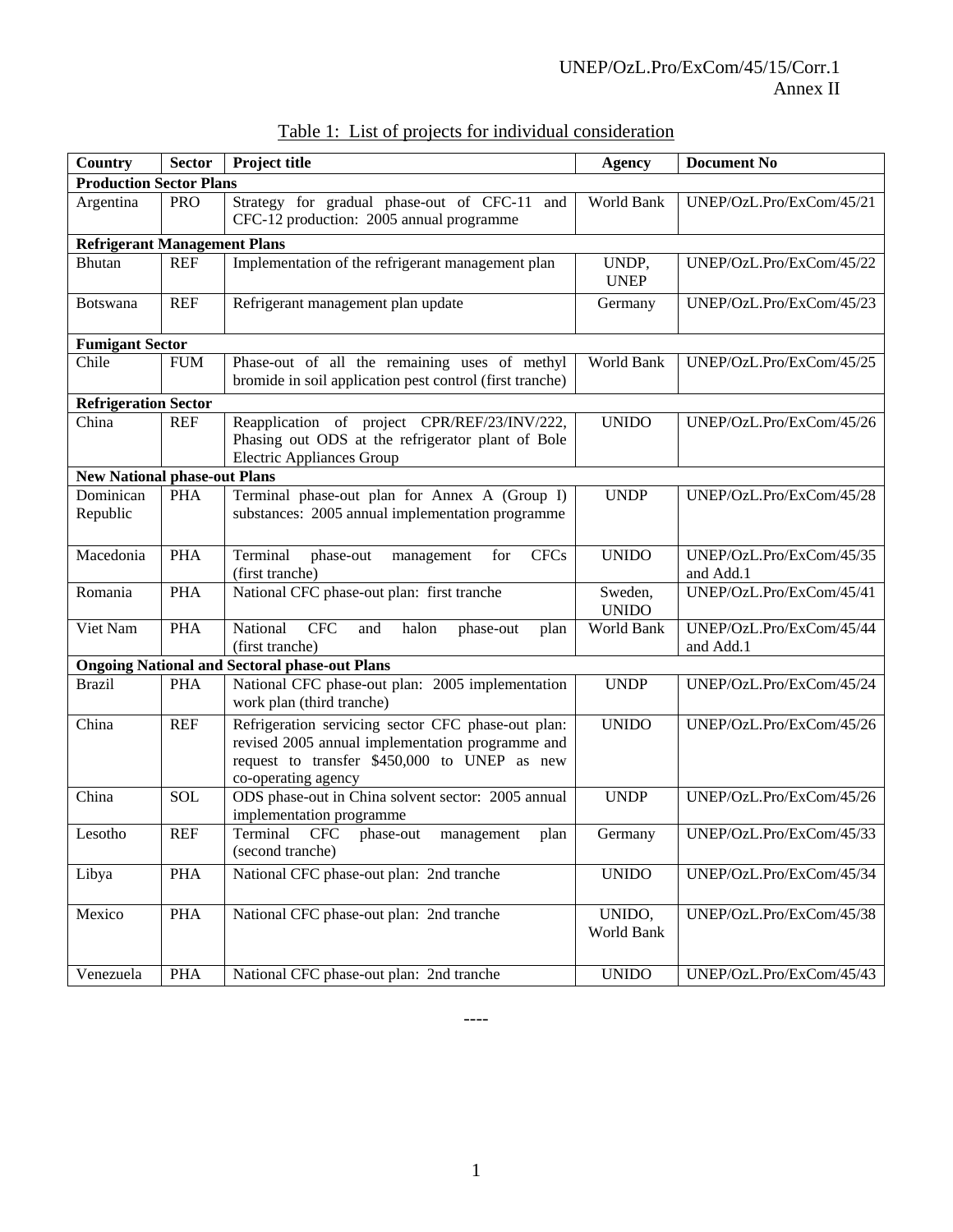UNEP/OzL.Pro/ExCom/45/15/Corr.1
Annex II

Table 1: List of projects for individual consideration

| Country | Sector | Project title | Agency | Document No |
|---|---|---|---|---|
| **Production Sector Plans** | | | | |
| Argentina | PRO | Strategy for gradual phase-out of CFC-11 and CFC-12 production: 2005 annual programme | World Bank | UNEP/OzL.Pro/ExCom/45/21 |
| **Refrigerant Management Plans** | | | | |
| Bhutan | REF | Implementation of the refrigerant management plan | UNDP, UNEP | UNEP/OzL.Pro/ExCom/45/22 |
| Botswana | REF | Refrigerant management plan update | Germany | UNEP/OzL.Pro/ExCom/45/23 |
| **Fumigant Sector** | | | | |
| Chile | FUM | Phase-out of all the remaining uses of methyl bromide in soil application pest control (first tranche) | World Bank | UNEP/OzL.Pro/ExCom/45/25 |
| **Refrigeration Sector** | | | | |
| China | REF | Reapplication of project CPR/REF/23/INV/222, Phasing out ODS at the refrigerator plant of Bole Electric Appliances Group | UNIDO | UNEP/OzL.Pro/ExCom/45/26 |
| **New National phase-out Plans** | | | | |
| Dominican Republic | PHA | Terminal phase-out plan for Annex A (Group I) substances: 2005 annual implementation programme | UNDP | UNEP/OzL.Pro/ExCom/45/28 |
| Macedonia | PHA | Terminal phase-out management for CFCs (first tranche) | UNIDO | UNEP/OzL.Pro/ExCom/45/35 and Add.1 |
| Romania | PHA | National CFC phase-out plan: first tranche | Sweden, UNIDO | UNEP/OzL.Pro/ExCom/45/41 |
| Viet Nam | PHA | National CFC and halon phase-out plan (first tranche) | World Bank | UNEP/OzL.Pro/ExCom/45/44 and Add.1 |
| **Ongoing National and Sectoral phase-out Plans** | | | | |
| Brazil | PHA | National CFC phase-out plan: 2005 implementation work plan (third tranche) | UNDP | UNEP/OzL.Pro/ExCom/45/24 |
| China | REF | Refrigeration servicing sector CFC phase-out plan: revised 2005 annual implementation programme and request to transfer $450,000 to UNEP as new co-operating agency | UNIDO | UNEP/OzL.Pro/ExCom/45/26 |
| China | SOL | ODS phase-out in China solvent sector: 2005 annual implementation programme | UNDP | UNEP/OzL.Pro/ExCom/45/26 |
| Lesotho | REF | Terminal CFC phase-out management plan (second tranche) | Germany | UNEP/OzL.Pro/ExCom/45/33 |
| Libya | PHA | National CFC phase-out plan: 2nd tranche | UNIDO | UNEP/OzL.Pro/ExCom/45/34 |
| Mexico | PHA | National CFC phase-out plan: 2nd tranche | UNIDO, World Bank | UNEP/OzL.Pro/ExCom/45/38 |
| Venezuela | PHA | National CFC phase-out plan: 2nd tranche | UNIDO | UNEP/OzL.Pro/ExCom/45/43 |

----